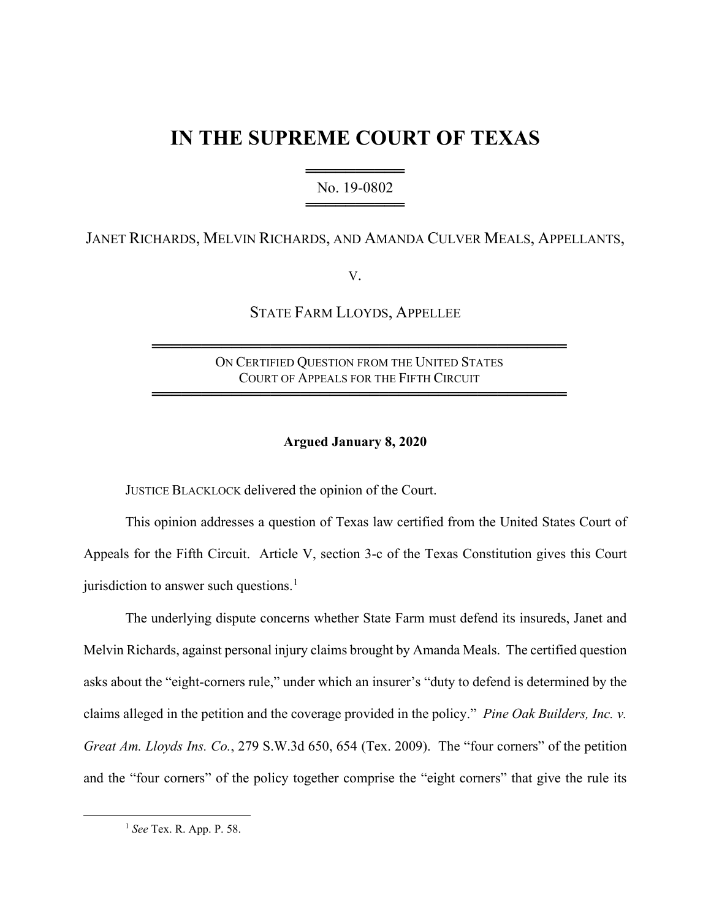# IN THE SUPREME COURT OF TEXAS

No. 19-0802

JANET RICHARDS, MELVIN RICHARDS, AND AMANDA CULVER MEALS, APPELLANTS,

V.

STATE FARM LLOYDS, APPELLEE

ON CERTIFIED QUESTION FROM THE UNITED STATES COURT OF APPEALS FOR THE FIFTH CIRCUIT

**Argued January 8, 2020**

JUSTICE BLACKLOCK delivered the opinion of the Court.

This opinion addresses a question of Texas law certified from the United States Court of Appeals for the Fifth Circuit. Article V, section 3-c of the Texas Constitution gives this Court jurisdiction to answer such questions.[1]

The underlying dispute concerns whether State Farm must defend its insureds, Janet and Melvin Richards, against personal injury claims brought by Amanda Meals. The certified question asks about the "eight-corners rule," under which an insurer's "duty to defend is determined by the claims alleged in the petition and the coverage provided in the policy." *Pine Oak Builders, Inc. v. Great Am. Lloyds Ins. Co.*, 279 S.W.3d 650, 654 (Tex. 2009). The "four corners" of the petition and the "four corners" of the policy together comprise the "eight corners" that give the rule its

[1] *See* Tex. R. App. P. 58.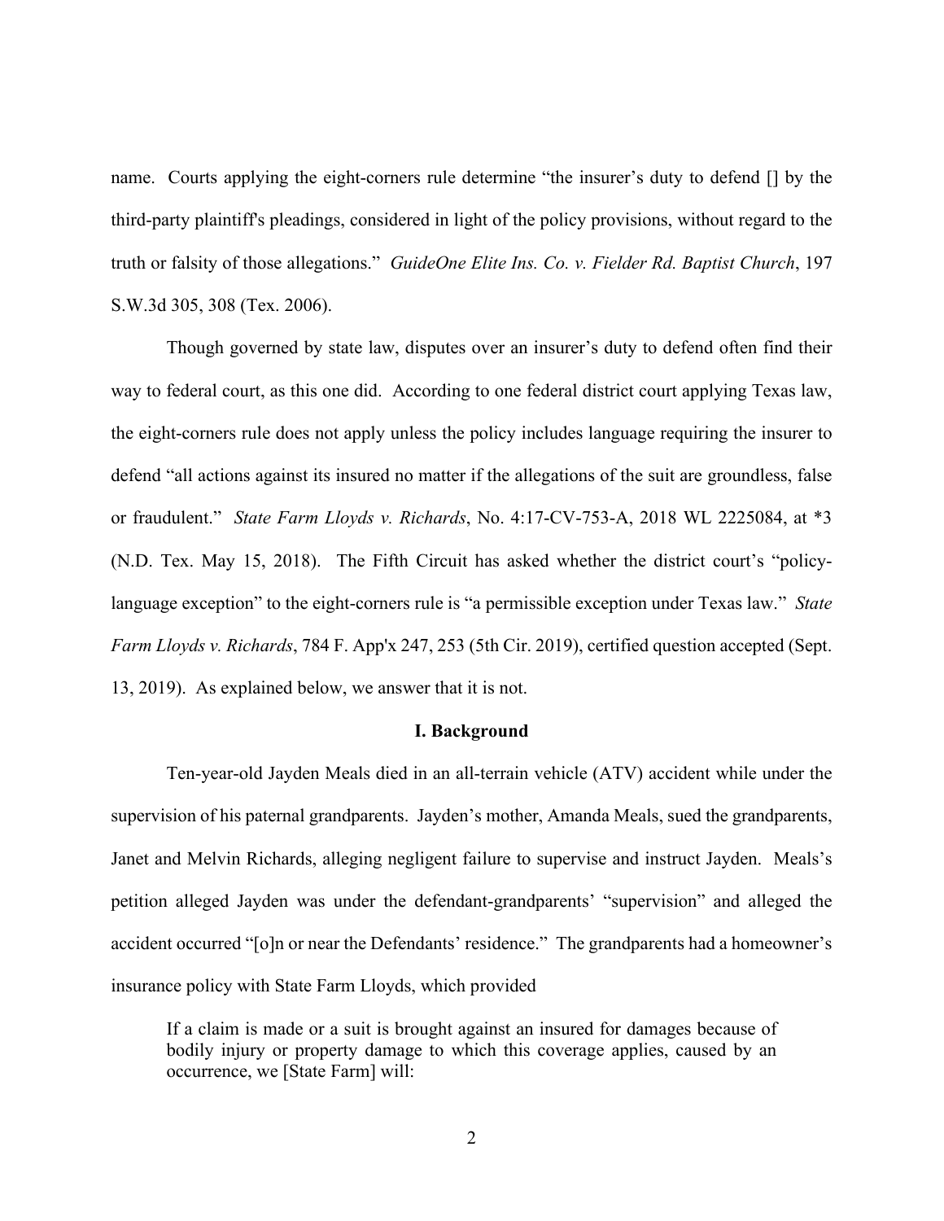name. Courts applying the eight-corners rule determine "the insurer's duty to defend [] by the third-party plaintiff's pleadings, considered in light of the policy provisions, without regard to the truth or falsity of those allegations." *GuideOne Elite Ins. Co. v. Fielder Rd. Baptist Church*, 197 S.W.3d 305, 308 (Tex. 2006).

Though governed by state law, disputes over an insurer's duty to defend often find their way to federal court, as this one did. According to one federal district court applying Texas law, the eight-corners rule does not apply unless the policy includes language requiring the insurer to defend "all actions against its insured no matter if the allegations of the suit are groundless, false or fraudulent." *State Farm Lloyds v. Richards*, No. 4:17-CV-753-A, 2018 WL 2225084, at *3 (N.D. Tex. May 15, 2018). The Fifth Circuit has asked whether the district court's "policy-language exception" to the eight-corners rule is "a permissible exception under Texas law." *State Farm Lloyds v. Richards*, 784 F. App'x 247, 253 (5th Cir. 2019), certified question accepted (Sept. 13, 2019). As explained below, we answer that it is not.

## I. Background

Ten-year-old Jayden Meals died in an all-terrain vehicle (ATV) accident while under the supervision of his paternal grandparents. Jayden's mother, Amanda Meals, sued the grandparents, Janet and Melvin Richards, alleging negligent failure to supervise and instruct Jayden. Meals's petition alleged Jayden was under the defendant-grandparents' "supervision" and alleged the accident occurred "[o]n or near the Defendants' residence." The grandparents had a homeowner's insurance policy with State Farm Lloyds, which provided

> If a claim is made or a suit is brought against an insured for damages because of bodily injury or property damage to which this coverage applies, caused by an occurrence, we [State Farm] will: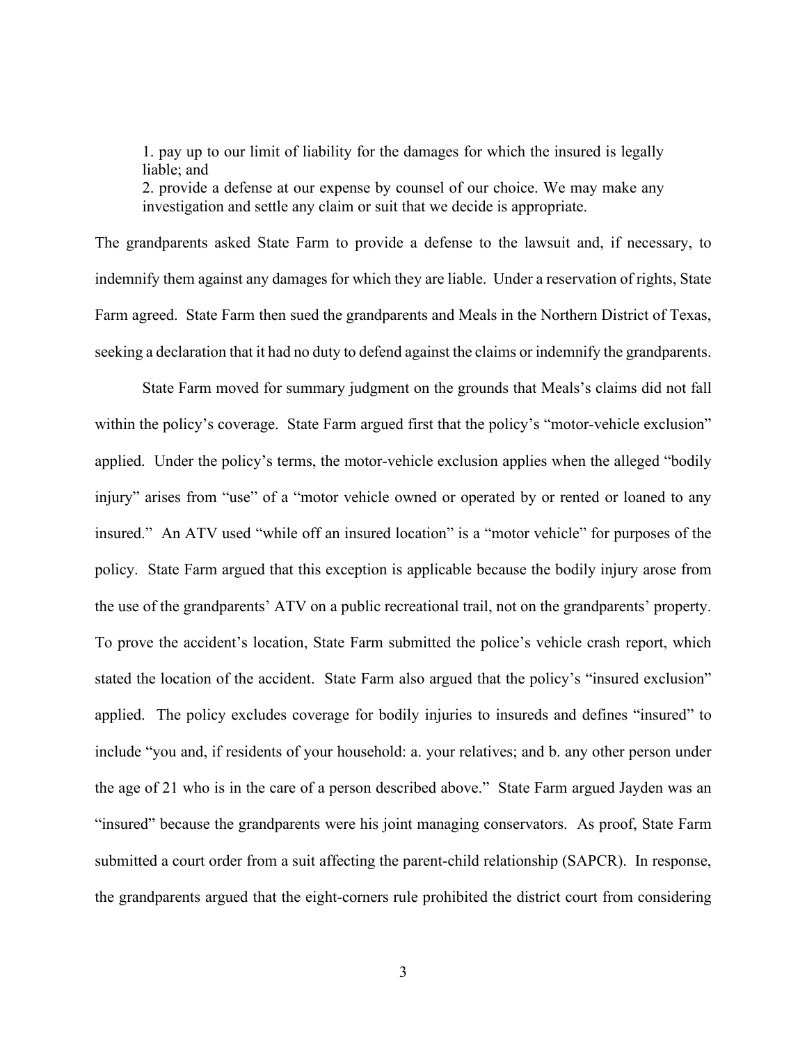> 1. pay up to our limit of liability for the damages for which the insured is legally liable; and
> 2. provide a defense at our expense by counsel of our choice. We may make any investigation and settle any claim or suit that we decide is appropriate.

The grandparents asked State Farm to provide a defense to the lawsuit and, if necessary, to indemnify them against any damages for which they are liable. Under a reservation of rights, State Farm agreed. State Farm then sued the grandparents and Meals in the Northern District of Texas, seeking a declaration that it had no duty to defend against the claims or indemnify the grandparents.

State Farm moved for summary judgment on the grounds that Meals's claims did not fall within the policy's coverage. State Farm argued first that the policy's "motor-vehicle exclusion" applied. Under the policy's terms, the motor-vehicle exclusion applies when the alleged "bodily injury" arises from "use" of a "motor vehicle owned or operated by or rented or loaned to any insured." An ATV used "while off an insured location" is a "motor vehicle" for purposes of the policy. State Farm argued that this exception is applicable because the bodily injury arose from the use of the grandparents' ATV on a public recreational trail, not on the grandparents' property. To prove the accident's location, State Farm submitted the police's vehicle crash report, which stated the location of the accident. State Farm also argued that the policy's "insured exclusion" applied. The policy excludes coverage for bodily injuries to insureds and defines "insured" to include "you and, if residents of your household: a. your relatives; and b. any other person under the age of 21 who is in the care of a person described above." State Farm argued Jayden was an "insured" because the grandparents were his joint managing conservators. As proof, State Farm submitted a court order from a suit affecting the parent-child relationship (SAPCR). In response, the grandparents argued that the eight-corners rule prohibited the district court from considering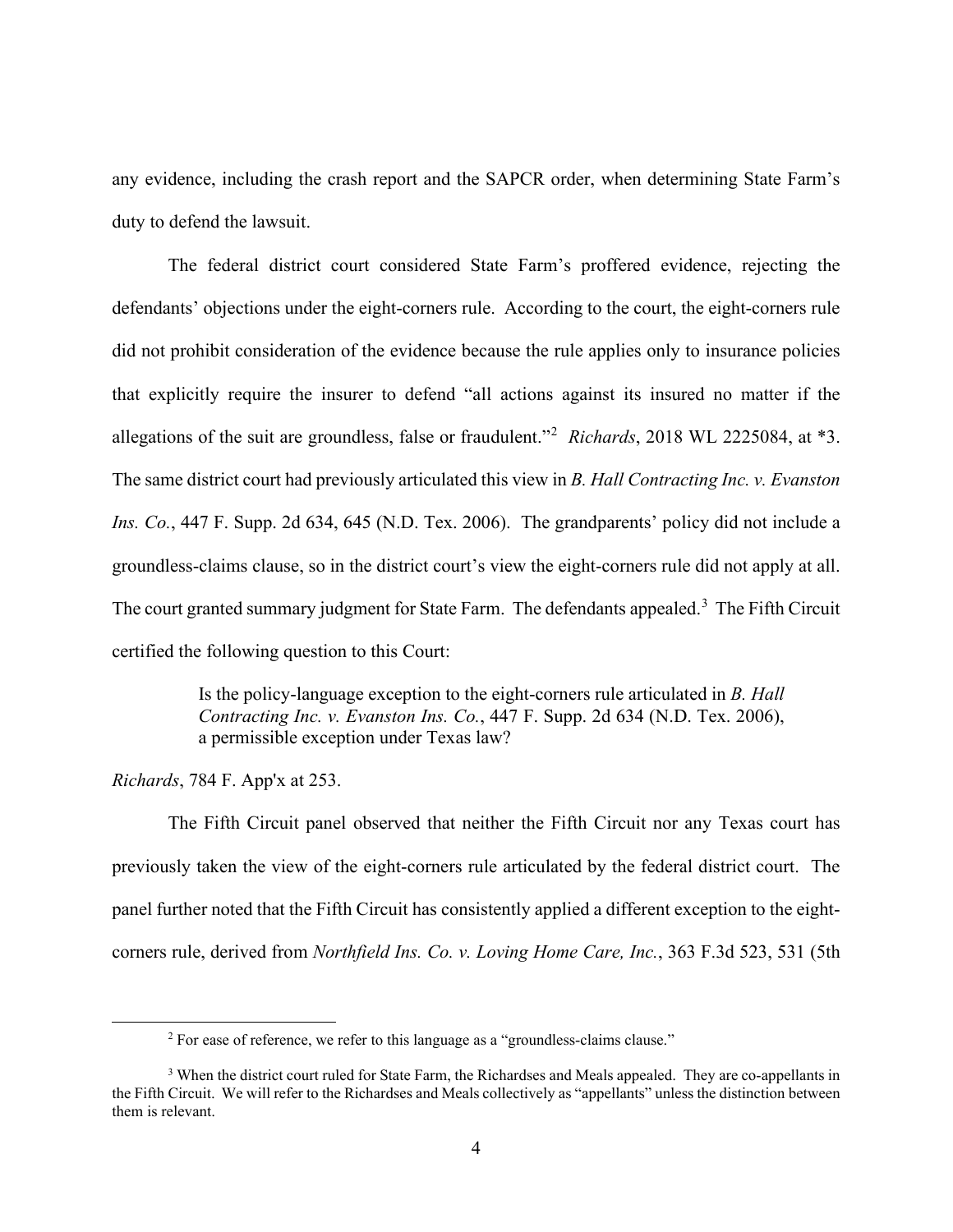any evidence, including the crash report and the SAPCR order, when determining State Farm's duty to defend the lawsuit.

The federal district court considered State Farm's proffered evidence, rejecting the defendants' objections under the eight-corners rule. According to the court, the eight-corners rule did not prohibit consideration of the evidence because the rule applies only to insurance policies that explicitly require the insurer to defend "all actions against its insured no matter if the allegations of the suit are groundless, false or fraudulent."[2] *Richards*, 2018 WL 2225084, at *3. The same district court had previously articulated this view in *B. Hall Contracting Inc. v. Evanston Ins. Co.*, 447 F. Supp. 2d 634, 645 (N.D. Tex. 2006). The grandparents' policy did not include a groundless-claims clause, so in the district court's view the eight-corners rule did not apply at all. The court granted summary judgment for State Farm. The defendants appealed.[3] The Fifth Circuit certified the following question to this Court:

> Is the policy-language exception to the eight-corners rule articulated in *B. Hall Contracting Inc. v. Evanston Ins. Co.*, 447 F. Supp. 2d 634 (N.D. Tex. 2006), a permissible exception under Texas law?

*Richards*, 784 F. App'x at 253.

The Fifth Circuit panel observed that neither the Fifth Circuit nor any Texas court has previously taken the view of the eight-corners rule articulated by the federal district court. The panel further noted that the Fifth Circuit has consistently applied a different exception to the eight-corners rule, derived from *Northfield Ins. Co. v. Loving Home Care, Inc.*, 363 F.3d 523, 531 (5th

---

[2] For ease of reference, we refer to this language as a "groundless-claims clause."

[3] When the district court ruled for State Farm, the Richardses and Meals appealed. They are co-appellants in the Fifth Circuit. We will refer to the Richardses and Meals collectively as "appellants" unless the distinction between them is relevant.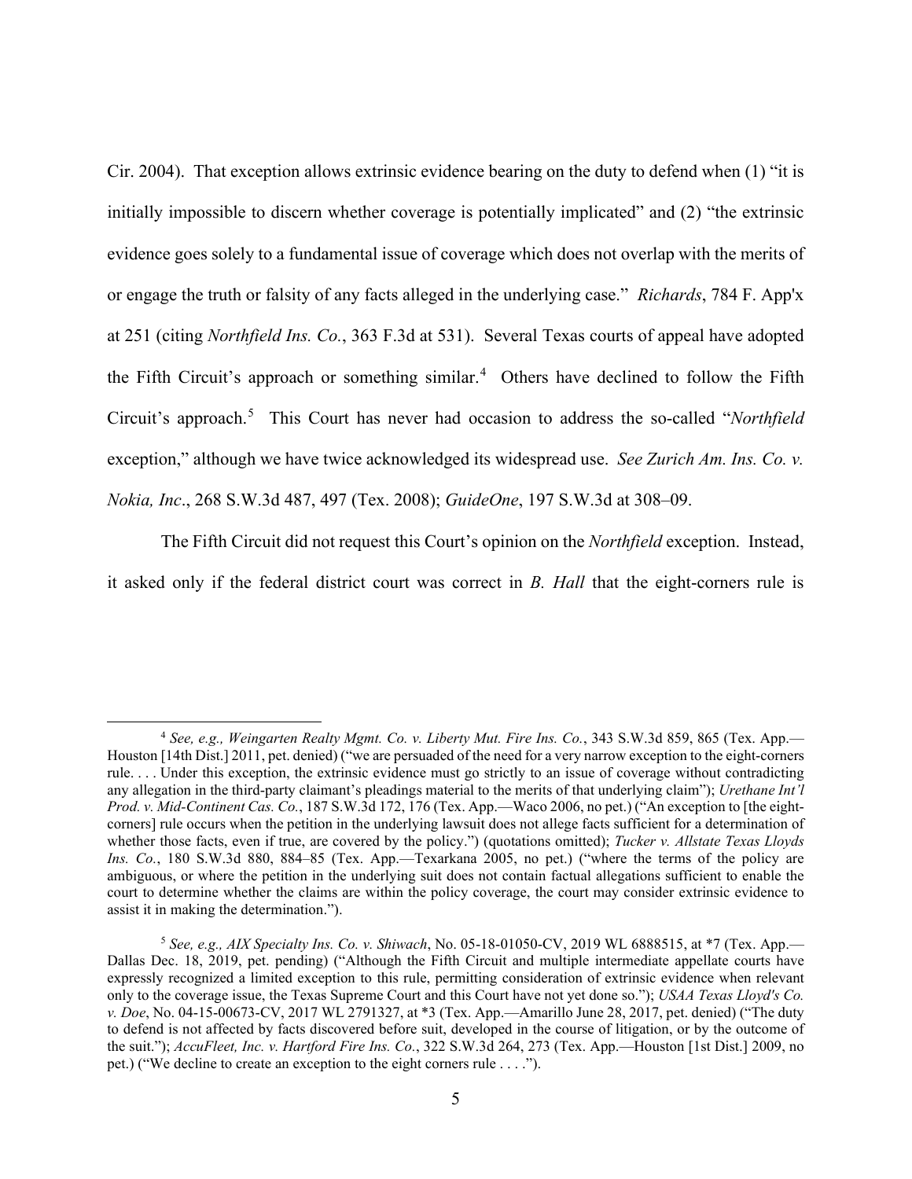Cir. 2004). That exception allows extrinsic evidence bearing on the duty to defend when (1) "it is initially impossible to discern whether coverage is potentially implicated" and (2) "the extrinsic evidence goes solely to a fundamental issue of coverage which does not overlap with the merits of or engage the truth or falsity of any facts alleged in the underlying case." *Richards*, 784 F. App'x at 251 (citing *Northfield Ins. Co.*, 363 F.3d at 531). Several Texas courts of appeal have adopted the Fifth Circuit's approach or something similar.[4] Others have declined to follow the Fifth Circuit's approach.[5] This Court has never had occasion to address the so-called "*Northfield* exception," although we have twice acknowledged its widespread use. *See Zurich Am. Ins. Co. v. Nokia, Inc.*, 268 S.W.3d 487, 497 (Tex. 2008); *GuideOne*, 197 S.W.3d at 308–09.

The Fifth Circuit did not request this Court's opinion on the *Northfield* exception. Instead, it asked only if the federal district court was correct in *B. Hall* that the eight-corners rule is

---

[4] *See, e.g., Weingarten Realty Mgmt. Co. v. Liberty Mut. Fire Ins. Co.*, 343 S.W.3d 859, 865 (Tex. App.—Houston [14th Dist.] 2011, pet. denied) ("we are persuaded of the need for a very narrow exception to the eight-corners rule. . . . Under this exception, the extrinsic evidence must go strictly to an issue of coverage without contradicting any allegation in the third-party claimant's pleadings material to the merits of that underlying claim"); *Urethane Int'l Prod. v. Mid-Continent Cas. Co.*, 187 S.W.3d 172, 176 (Tex. App.—Waco 2006, no pet.) ("An exception to [the eight-corners] rule occurs when the petition in the underlying lawsuit does not allege facts sufficient for a determination of whether those facts, even if true, are covered by the policy.") (quotations omitted); *Tucker v. Allstate Texas Lloyds Ins. Co.*, 180 S.W.3d 880, 884–85 (Tex. App.—Texarkana 2005, no pet.) ("where the terms of the policy are ambiguous, or where the petition in the underlying suit does not contain factual allegations sufficient to enable the court to determine whether the claims are within the policy coverage, the court may consider extrinsic evidence to assist it in making the determination.").

[5] *See, e.g., AIX Specialty Ins. Co. v. Shiwach*, No. 05-18-01050-CV, 2019 WL 6888515, at *7 (Tex. App.—Dallas Dec. 18, 2019, pet. pending) ("Although the Fifth Circuit and multiple intermediate appellate courts have expressly recognized a limited exception to this rule, permitting consideration of extrinsic evidence when relevant only to the coverage issue, the Texas Supreme Court and this Court have not yet done so."); *USAA Texas Lloyd's Co. v. Doe*, No. 04-15-00673-CV, 2017 WL 2791327, at *3 (Tex. App.—Amarillo June 28, 2017, pet. denied) ("The duty to defend is not affected by facts discovered before suit, developed in the course of litigation, or by the outcome of the suit."); *AccuFleet, Inc. v. Hartford Fire Ins. Co.*, 322 S.W.3d 264, 273 (Tex. App.—Houston [1st Dist.] 2009, no pet.) ("We decline to create an exception to the eight corners rule . . . .").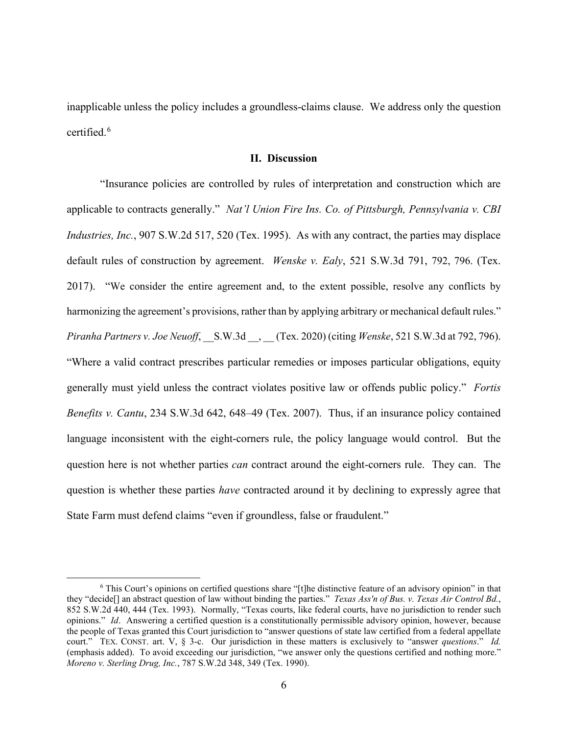inapplicable unless the policy includes a groundless-claims clause. We address only the question certified.[6]

## II. Discussion

"Insurance policies are controlled by rules of interpretation and construction which are applicable to contracts generally." *Nat'l Union Fire Ins. Co. of Pittsburgh, Pennsylvania v. CBI Industries, Inc.*, 907 S.W.2d 517, 520 (Tex. 1995). As with any contract, the parties may displace default rules of construction by agreement. *Wenske v. Ealy*, 521 S.W.3d 791, 792, 796. (Tex. 2017). "We consider the entire agreement and, to the extent possible, resolve any conflicts by harmonizing the agreement's provisions, rather than by applying arbitrary or mechanical default rules." *Piranha Partners v. Joe Neuoff*, __S.W.3d __, __ (Tex. 2020) (citing *Wenske*, 521 S.W.3d at 792, 796). "Where a valid contract prescribes particular remedies or imposes particular obligations, equity generally must yield unless the contract violates positive law or offends public policy." *Fortis Benefits v. Cantu*, 234 S.W.3d 642, 648–49 (Tex. 2007). Thus, if an insurance policy contained language inconsistent with the eight-corners rule, the policy language would control. But the question here is not whether parties *can* contract around the eight-corners rule. They can. The question is whether these parties *have* contracted around it by declining to expressly agree that State Farm must defend claims "even if groundless, false or fraudulent."

---

[6] This Court's opinions on certified questions share "[t]he distinctive feature of an advisory opinion" in that they "decide[] an abstract question of law without binding the parties." *Texas Ass'n of Bus. v. Texas Air Control Bd.*, 852 S.W.2d 440, 444 (Tex. 1993). Normally, "Texas courts, like federal courts, have no jurisdiction to render such opinions." *Id*. Answering a certified question is a constitutionally permissible advisory opinion, however, because the people of Texas granted this Court jurisdiction to "answer questions of state law certified from a federal appellate court." TEX. CONST. art. V, § 3-c. Our jurisdiction in these matters is exclusively to "answer *questions*." *Id.* (emphasis added). To avoid exceeding our jurisdiction, "we answer only the questions certified and nothing more." *Moreno v. Sterling Drug, Inc.*, 787 S.W.2d 348, 349 (Tex. 1990).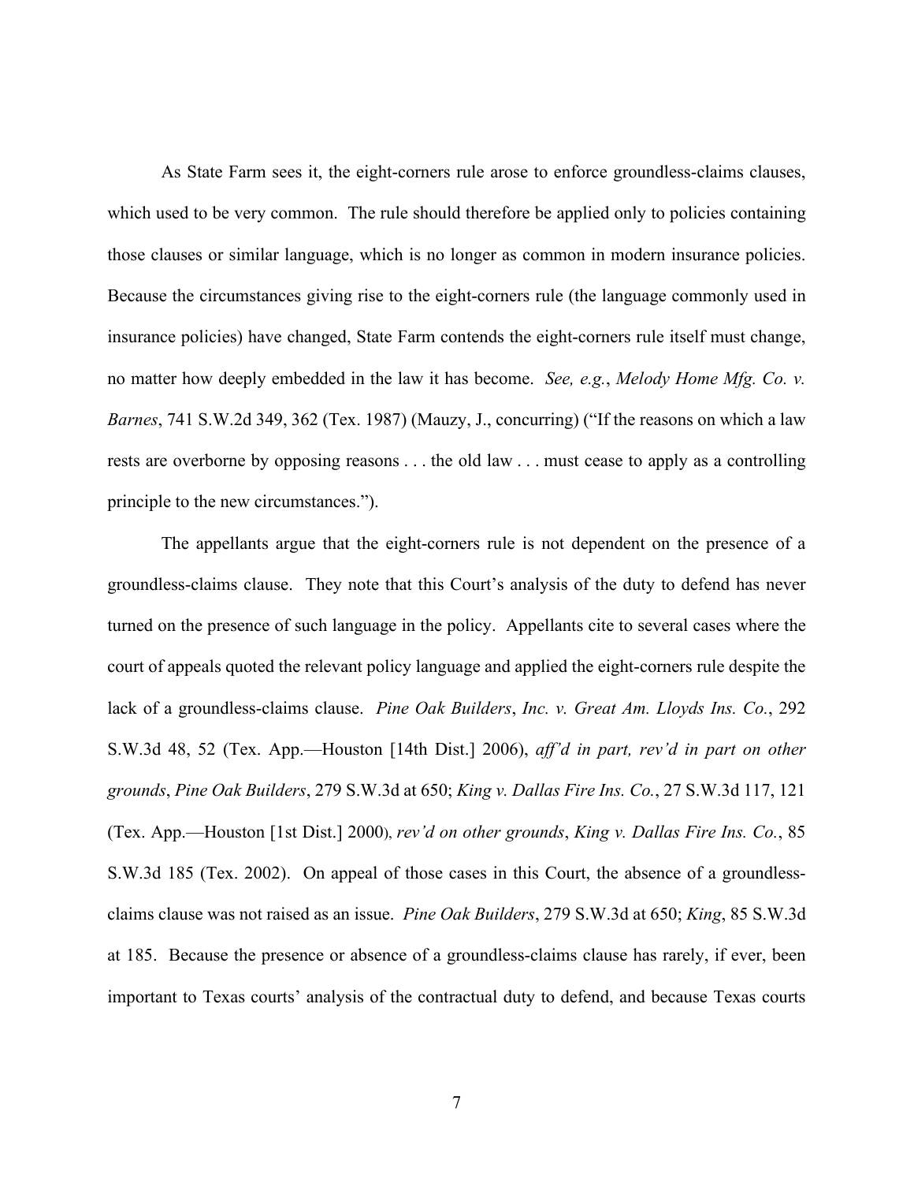As State Farm sees it, the eight-corners rule arose to enforce groundless-claims clauses, which used to be very common. The rule should therefore be applied only to policies containing those clauses or similar language, which is no longer as common in modern insurance policies. Because the circumstances giving rise to the eight-corners rule (the language commonly used in insurance policies) have changed, State Farm contends the eight-corners rule itself must change, no matter how deeply embedded in the law it has become. *See, e.g.*, *Melody Home Mfg. Co. v. Barnes*, 741 S.W.2d 349, 362 (Tex. 1987) (Mauzy, J., concurring) ("If the reasons on which a law rests are overborne by opposing reasons . . . the old law . . . must cease to apply as a controlling principle to the new circumstances.").

The appellants argue that the eight-corners rule is not dependent on the presence of a groundless-claims clause. They note that this Court's analysis of the duty to defend has never turned on the presence of such language in the policy. Appellants cite to several cases where the court of appeals quoted the relevant policy language and applied the eight-corners rule despite the lack of a groundless-claims clause. *Pine Oak Builders*, *Inc. v. Great Am. Lloyds Ins. Co.*, 292 S.W.3d 48, 52 (Tex. App.—Houston [14th Dist.] 2006), *aff'd in part, rev'd in part on other grounds*, *Pine Oak Builders*, 279 S.W.3d at 650; *King v. Dallas Fire Ins. Co.*, 27 S.W.3d 117, 121 (Tex. App.—Houston [1st Dist.] 2000), *rev'd on other grounds*, *King v. Dallas Fire Ins. Co.*, 85 S.W.3d 185 (Tex. 2002). On appeal of those cases in this Court, the absence of a groundless-claims clause was not raised as an issue. *Pine Oak Builders*, 279 S.W.3d at 650; *King*, 85 S.W.3d at 185. Because the presence or absence of a groundless-claims clause has rarely, if ever, been important to Texas courts' analysis of the contractual duty to defend, and because Texas courts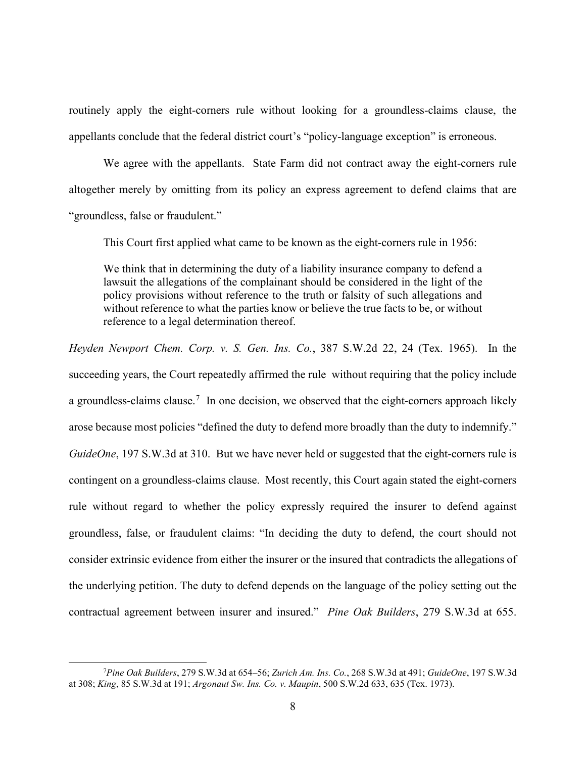routinely apply the eight-corners rule without looking for a groundless-claims clause, the appellants conclude that the federal district court's "policy-language exception" is erroneous.

We agree with the appellants. State Farm did not contract away the eight-corners rule altogether merely by omitting from its policy an express agreement to defend claims that are "groundless, false or fraudulent."

This Court first applied what came to be known as the eight-corners rule in 1956:

> We think that in determining the duty of a liability insurance company to defend a lawsuit the allegations of the complainant should be considered in the light of the policy provisions without reference to the truth or falsity of such allegations and without reference to what the parties know or believe the true facts to be, or without reference to a legal determination thereof.

*Heyden Newport Chem. Corp. v. S. Gen. Ins. Co.*, 387 S.W.2d 22, 24 (Tex. 1965). In the succeeding years, the Court repeatedly affirmed the rule without requiring that the policy include a groundless-claims clause.[7] In one decision, we observed that the eight-corners approach likely arose because most policies "defined the duty to defend more broadly than the duty to indemnify." *GuideOne*, 197 S.W.3d at 310. But we have never held or suggested that the eight-corners rule is contingent on a groundless-claims clause. Most recently, this Court again stated the eight-corners rule without regard to whether the policy expressly required the insurer to defend against groundless, false, or fraudulent claims: "In deciding the duty to defend, the court should not consider extrinsic evidence from either the insurer or the insured that contradicts the allegations of the underlying petition. The duty to defend depends on the language of the policy setting out the contractual agreement between insurer and insured." *Pine Oak Builders*, 279 S.W.3d at 655.

---

[7] *Pine Oak Builders*, 279 S.W.3d at 654–56; *Zurich Am. Ins. Co.*, 268 S.W.3d at 491; *GuideOne*, 197 S.W.3d at 308; *King*, 85 S.W.3d at 191; *Argonaut Sw. Ins. Co. v. Maupin*, 500 S.W.2d 633, 635 (Tex. 1973).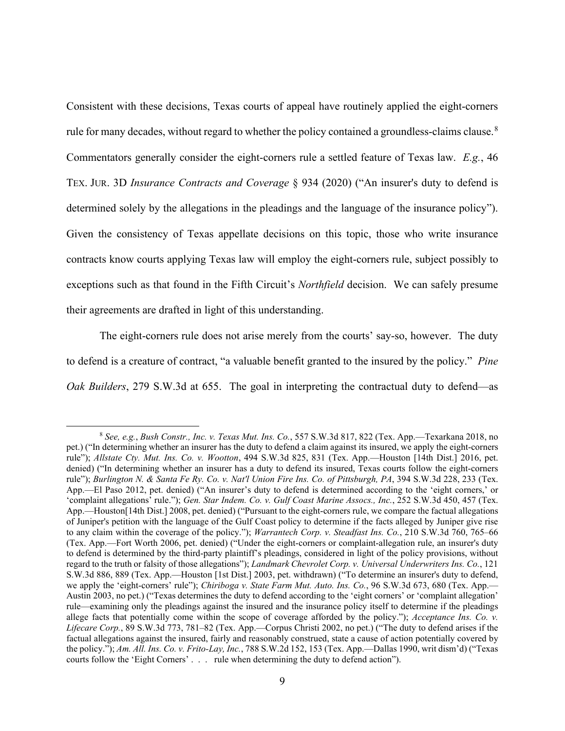Consistent with these decisions, Texas courts of appeal have routinely applied the eight-corners rule for many decades, without regard to whether the policy contained a groundless-claims clause.[8] Commentators generally consider the eight-corners rule a settled feature of Texas law. *E.g.*, 46 TEX. JUR. 3D *Insurance Contracts and Coverage* § 934 (2020) ("An insurer's duty to defend is determined solely by the allegations in the pleadings and the language of the insurance policy"). Given the consistency of Texas appellate decisions on this topic, those who write insurance contracts know courts applying Texas law will employ the eight-corners rule, subject possibly to exceptions such as that found in the Fifth Circuit's *Northfield* decision. We can safely presume their agreements are drafted in light of this understanding.

The eight-corners rule does not arise merely from the courts' say-so, however. The duty to defend is a creature of contract, "a valuable benefit granted to the insured by the policy." *Pine Oak Builders*, 279 S.W.3d at 655. The goal in interpreting the contractual duty to defend—as

---

[8] *See, e.g.*, *Bush Constr., Inc. v. Texas Mut. Ins. Co.*, 557 S.W.3d 817, 822 (Tex. App.—Texarkana 2018, no pet.) ("In determining whether an insurer has the duty to defend a claim against its insured, we apply the eight-corners rule"); *Allstate Cty. Mut. Ins. Co. v. Wootton*, 494 S.W.3d 825, 831 (Tex. App.—Houston [14th Dist.] 2016, pet. denied) ("In determining whether an insurer has a duty to defend its insured, Texas courts follow the eight-corners rule"); *Burlington N. & Santa Fe Ry. Co. v. Nat'l Union Fire Ins. Co. of Pittsburgh, PA*, 394 S.W.3d 228, 233 (Tex. App.—El Paso 2012, pet. denied) ("An insurer's duty to defend is determined according to the 'eight corners,' or 'complaint allegations' rule."); *Gen. Star Indem. Co. v. Gulf Coast Marine Assocs., Inc.*, 252 S.W.3d 450, 457 (Tex. App.—Houston[14th Dist.] 2008, pet. denied) ("Pursuant to the eight-corners rule, we compare the factual allegations of Juniper's petition with the language of the Gulf Coast policy to determine if the facts alleged by Juniper give rise to any claim within the coverage of the policy."); *Warrantech Corp. v. Steadfast Ins. Co.*, 210 S.W.3d 760, 765–66 (Tex. App.—Fort Worth 2006, pet. denied) ("Under the eight-corners or complaint-allegation rule, an insurer's duty to defend is determined by the third-party plaintiff's pleadings, considered in light of the policy provisions, without regard to the truth or falsity of those allegations"); *Landmark Chevrolet Corp. v. Universal Underwriters Ins. Co.*, 121 S.W.3d 886, 889 (Tex. App.—Houston [1st Dist.] 2003, pet. withdrawn) ("To determine an insurer's duty to defend, we apply the 'eight-corners' rule"); *Chiriboga v. State Farm Mut. Auto. Ins. Co.*, 96 S.W.3d 673, 680 (Tex. App.—Austin 2003, no pet.) ("Texas determines the duty to defend according to the 'eight corners' or 'complaint allegation' rule—examining only the pleadings against the insured and the insurance policy itself to determine if the pleadings allege facts that potentially come within the scope of coverage afforded by the policy."); *Acceptance Ins. Co. v. Lifecare Corp.*, 89 S.W.3d 773, 781–82 (Tex. App.—Corpus Christi 2002, no pet.) ("The duty to defend arises if the factual allegations against the insured, fairly and reasonably construed, state a cause of action potentially covered by the policy."); *Am. All. Ins. Co. v. Frito-Lay, Inc.*, 788 S.W.2d 152, 153 (Tex. App.—Dallas 1990, writ dism'd) ("Texas courts follow the 'Eight Corners' . . . rule when determining the duty to defend action").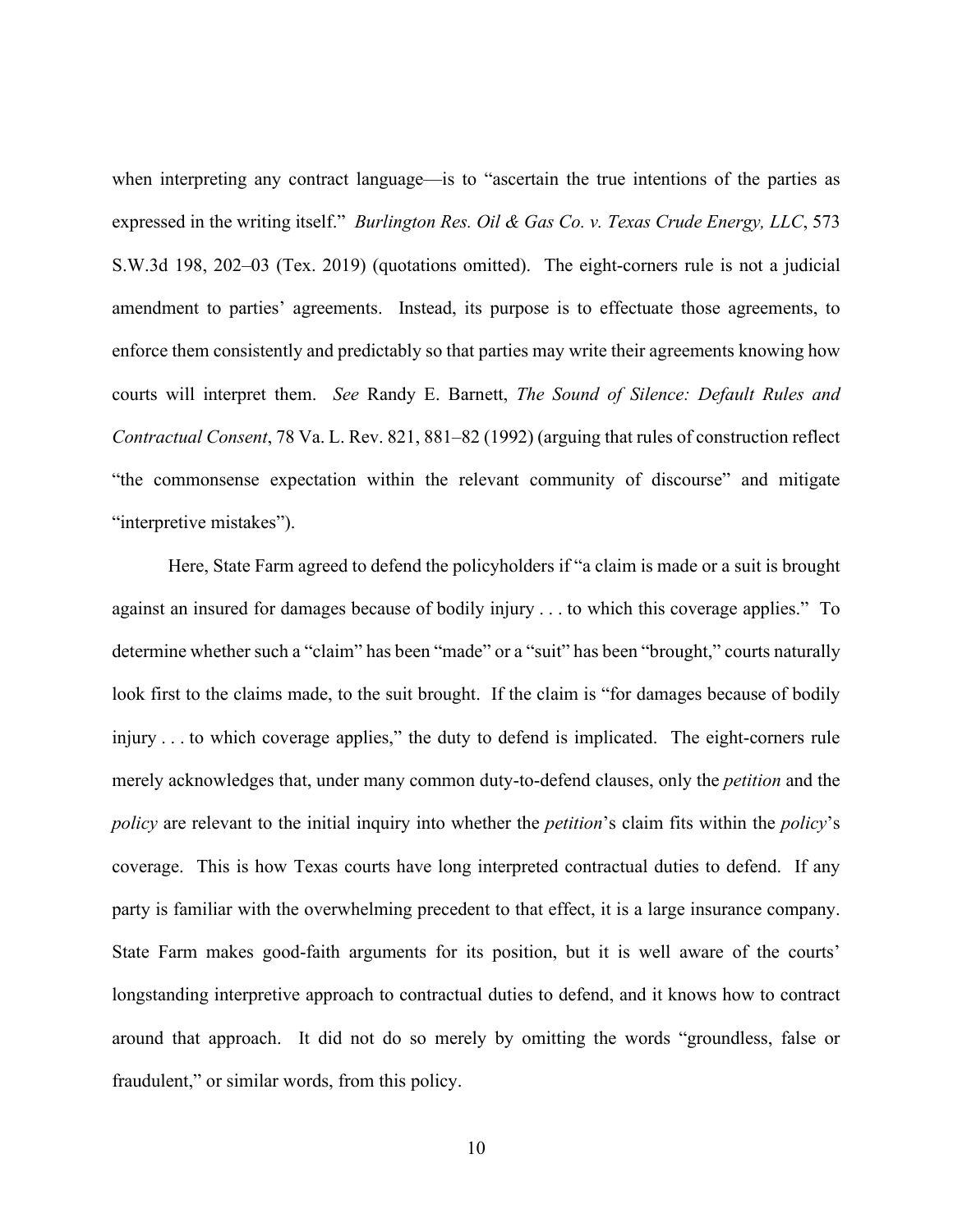when interpreting any contract language—is to "ascertain the true intentions of the parties as expressed in the writing itself." *Burlington Res. Oil & Gas Co. v. Texas Crude Energy, LLC*, 573 S.W.3d 198, 202–03 (Tex. 2019) (quotations omitted). The eight-corners rule is not a judicial amendment to parties' agreements. Instead, its purpose is to effectuate those agreements, to enforce them consistently and predictably so that parties may write their agreements knowing how courts will interpret them. *See* Randy E. Barnett, *The Sound of Silence: Default Rules and Contractual Consent*, 78 Va. L. Rev. 821, 881–82 (1992) (arguing that rules of construction reflect "the commonsense expectation within the relevant community of discourse" and mitigate "interpretive mistakes").

Here, State Farm agreed to defend the policyholders if "a claim is made or a suit is brought against an insured for damages because of bodily injury . . . to which this coverage applies." To determine whether such a "claim" has been "made" or a "suit" has been "brought," courts naturally look first to the claims made, to the suit brought. If the claim is "for damages because of bodily injury . . . to which coverage applies," the duty to defend is implicated. The eight-corners rule merely acknowledges that, under many common duty-to-defend clauses, only the *petition* and the *policy* are relevant to the initial inquiry into whether the *petition*'s claim fits within the *policy*'s coverage. This is how Texas courts have long interpreted contractual duties to defend. If any party is familiar with the overwhelming precedent to that effect, it is a large insurance company. State Farm makes good-faith arguments for its position, but it is well aware of the courts' longstanding interpretive approach to contractual duties to defend, and it knows how to contract around that approach. It did not do so merely by omitting the words "groundless, false or fraudulent," or similar words, from this policy.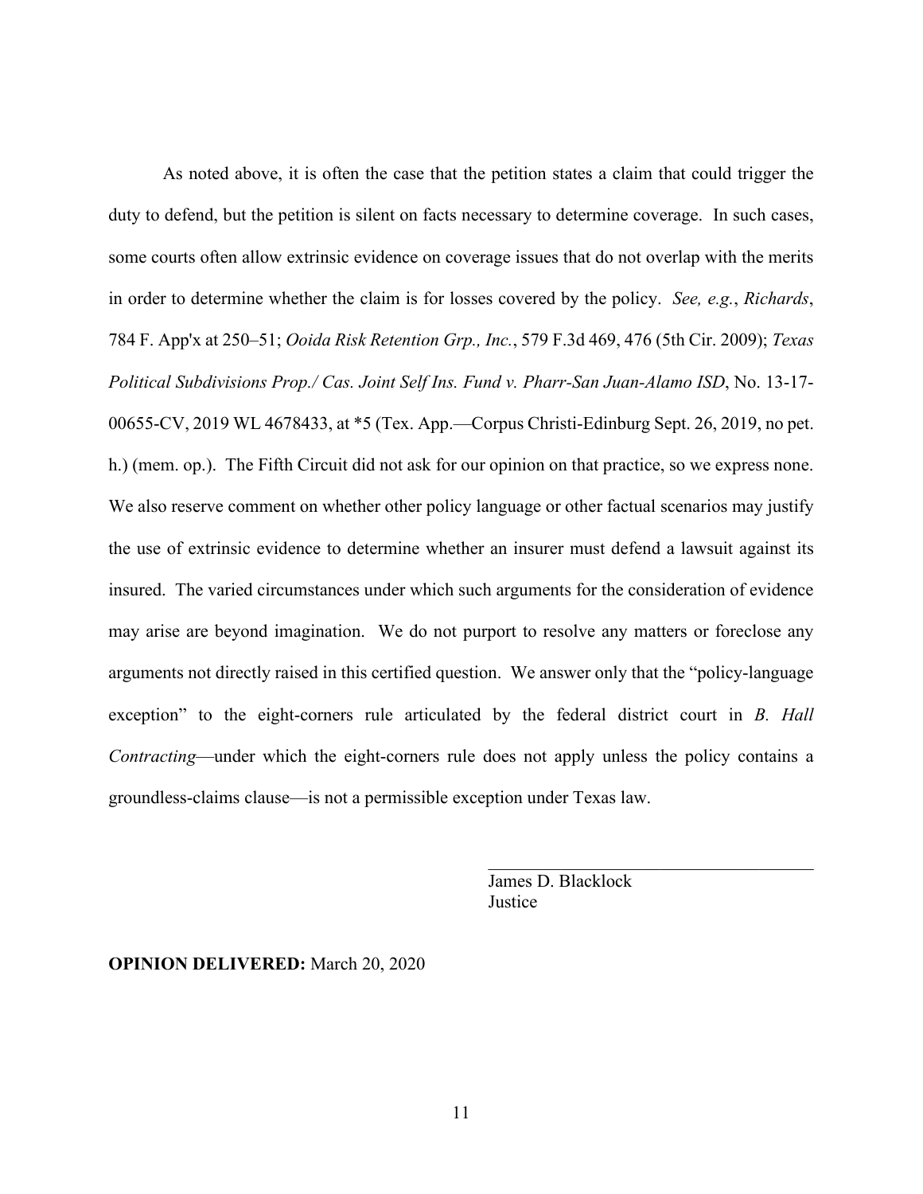As noted above, it is often the case that the petition states a claim that could trigger the duty to defend, but the petition is silent on facts necessary to determine coverage. In such cases, some courts often allow extrinsic evidence on coverage issues that do not overlap with the merits in order to determine whether the claim is for losses covered by the policy. *See, e.g.*, *Richards*, 784 F. App'x at 250–51; *Ooida Risk Retention Grp., Inc.*, 579 F.3d 469, 476 (5th Cir. 2009); *Texas Political Subdivisions Prop./ Cas. Joint Self Ins. Fund v. Pharr-San Juan-Alamo ISD*, No. 13-17-00655-CV, 2019 WL 4678433, at *5 (Tex. App.—Corpus Christi-Edinburg Sept. 26, 2019, no pet. h.) (mem. op.). The Fifth Circuit did not ask for our opinion on that practice, so we express none. We also reserve comment on whether other policy language or other factual scenarios may justify the use of extrinsic evidence to determine whether an insurer must defend a lawsuit against its insured. The varied circumstances under which such arguments for the consideration of evidence may arise are beyond imagination. We do not purport to resolve any matters or foreclose any arguments not directly raised in this certified question. We answer only that the "policy-language exception" to the eight-corners rule articulated by the federal district court in *B. Hall Contracting*—under which the eight-corners rule does not apply unless the policy contains a groundless-claims clause—is not a permissible exception under Texas law.

James D. Blacklock
Justice

**OPINION DELIVERED:** March 20, 2020